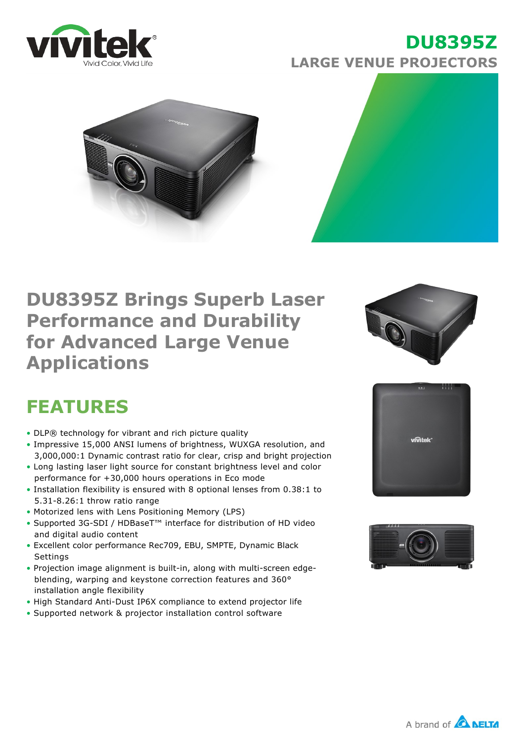# DU8395Z

## LARGE VENUE PROJECTORS

## DU8395Z Brings Superb Laser Performance and Durability for Advanced Large Venue Applications

## FEATURES

- DLP® technology for vibrant and rich picture quality
- Impressive 15,000 ANSI lumens of brightness, WUXGA resolution, and 3,000,000:1 Dynamic contrast ratio for clear, crisp and bright projection
- Long lasting laser light source for constant brightness level and color performance for +30,000 hours operations in Eco mode
- Installation flexibility is ensured with 8 optional lenses from 0.38:1 to 5.31-8.26:1 throw ratio range
- Motorized lens with Lens Positioning Memory (LPS)
- Supported 3G-SDI / HDBaseT™ interface for distribution of HD video and digital audio content
- Excellent color performance Rec709, EBU, SMPTE, Dynamic Black Settings
- Projection image alignment is built-in, along with multi-screen edge-blending, warping and keystone correction features and 360° installation angle flexibility
- High Standard Anti-Dust IP6X compliance to extend projector life
- Supported network & projector installation control software

A brand of DELTA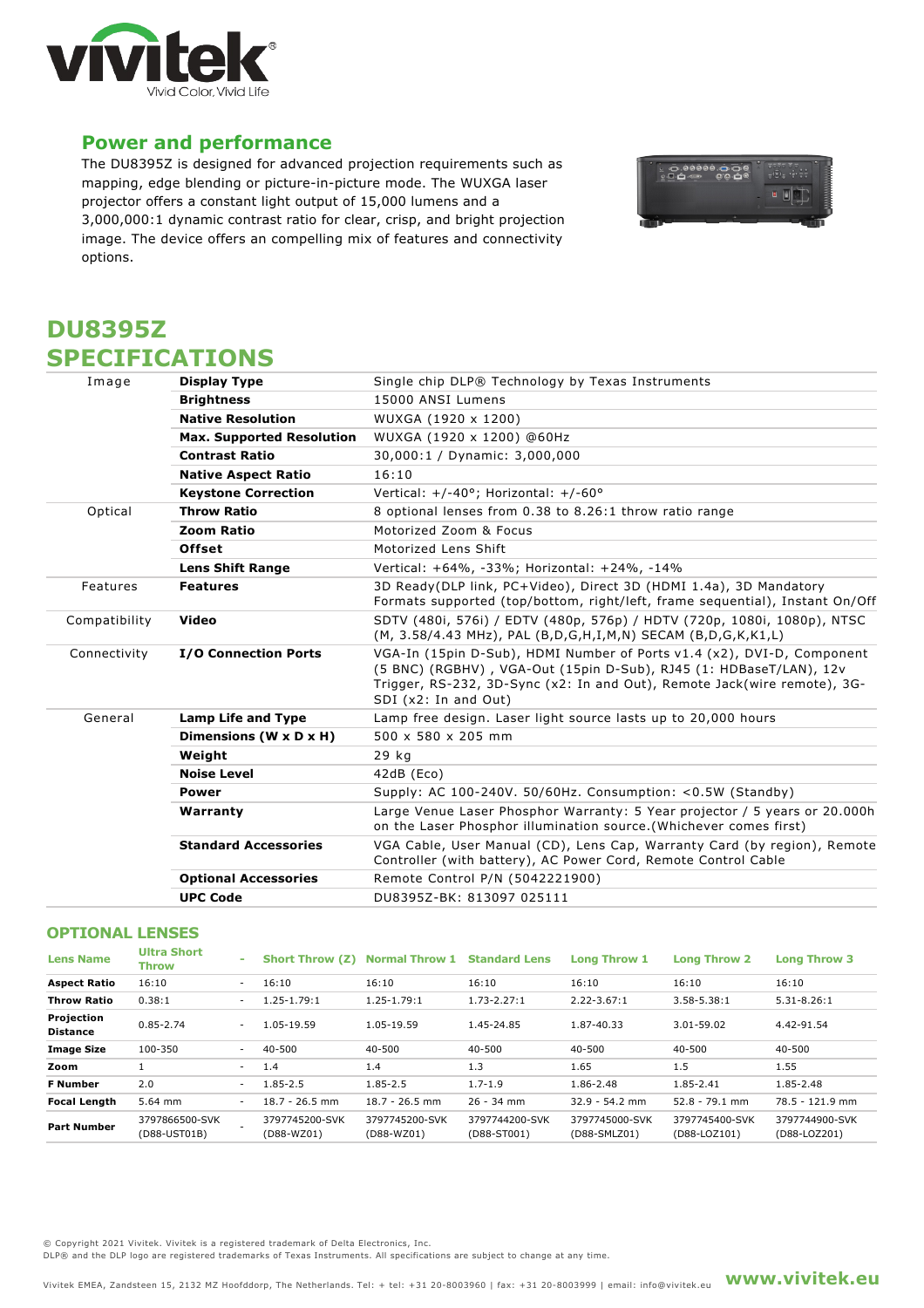## Power and performance

The DU8395Z is designed for advanced projection requirements such as mapping, edge blending or picture-in-picture mode. The WUXGA laser projector offers a constant light output of 15,000 lumens and a 3,000,000:1 dynamic contrast ratio for clear, crisp, and bright projection image. The device offers an compelling mix of features and connectivity options.

# DU8395Z SPECIFICATIONS

| | | |
|---|---|---|
| Image | **Display Type** | Single chip DLP® Technology by Texas Instruments |
| | **Brightness** | 15000 ANSI Lumens |
| | **Native Resolution** | WUXGA (1920 x 1200) |
| | **Max. Supported Resolution** | WUXGA (1920 x 1200) @60Hz |
| | **Contrast Ratio** | 30,000:1 / Dynamic: 3,000,000 |
| | **Native Aspect Ratio** | 16:10 |
| | **Keystone Correction** | Vertical: +/-40°; Horizontal: +/-60° |
| Optical | **Throw Ratio** | 8 optional lenses from 0.38 to 8.26:1 throw ratio range |
| | **Zoom Ratio** | Motorized Zoom & Focus |
| | **Offset** | Motorized Lens Shift |
| | **Lens Shift Range** | Vertical: +64%, -33%; Horizontal: +24%, -14% |
| Features | **Features** | 3D Ready(DLP link, PC+Video), Direct 3D (HDMI 1.4a), 3D Mandatory Formats supported (top/bottom, right/left, frame sequential), Instant On/Off |
| Compatibility | **Video** | SDTV (480i, 576i) / EDTV (480p, 576p) / HDTV (720p, 1080i, 1080p), NTSC (M, 3.58/4.43 MHz), PAL (B,D,G,H,I,M,N) SECAM (B,D,G,K,K1,L) |
| Connectivity | **I/O Connection Ports** | VGA-In (15pin D-Sub), HDMI Number of Ports v1.4 (x2), DVI-D, Component (5 BNC) (RGBHV) , VGA-Out (15pin D-Sub), RJ45 (1: HDBaseT/LAN), 12v Trigger, RS-232, 3D-Sync (x2: In and Out), Remote Jack(wire remote), 3G-SDI (x2: In and Out) |
| General | **Lamp Life and Type** | Lamp free design. Laser light source lasts up to 20,000 hours |
| | **Dimensions (W x D x H)** | 500 x 580 x 205 mm |
| | **Weight** | 29 kg |
| | **Noise Level** | 42dB (Eco) |
| | **Power** | Supply: AC 100-240V. 50/60Hz. Consumption: <0.5W (Standby) |
| | **Warranty** | Large Venue Laser Phosphor Warranty: 5 Year projector / 5 years or 20.000h on the Laser Phosphor illumination source.(Whichever comes first) |
| | **Standard Accessories** | VGA Cable, User Manual (CD), Lens Cap, Warranty Card (by region), Remote Controller (with battery), AC Power Cord, Remote Control Cable |
| | **Optional Accessories** | Remote Control P/N (5042221900) |
| | **UPC Code** | DU8395Z-BK: 813097 025111 |

## OPTIONAL LENSES

| Lens Name | Ultra Short Throw | - | Short Throw (Z) | Normal Throw 1 | Standard Lens | Long Throw 1 | Long Throw 2 | Long Throw 3 |
|---|---|---|---|---|---|---|---|---|
| **Aspect Ratio** | 16:10 | - | 16:10 | 16:10 | 16:10 | 16:10 | 16:10 | 16:10 |
| **Throw Ratio** | 0.38:1 | - | 1.25-1.79:1 | 1.25-1.79:1 | 1.73-2.27:1 | 2.22-3.67:1 | 3.58-5.38:1 | 5.31-8.26:1 |
| **Projection Distance** | 0.85-2.74 | - | 1.05-19.59 | 1.05-19.59 | 1.45-24.85 | 1.87-40.33 | 3.01-59.02 | 4.42-91.54 |
| **Image Size** | 100-350 | - | 40-500 | 40-500 | 40-500 | 40-500 | 40-500 | 40-500 |
| **Zoom** | 1 | - | 1.4 | 1.4 | 1.3 | 1.65 | 1.5 | 1.55 |
| **F Number** | 2.0 | - | 1.85-2.5 | 1.85-2.5 | 1.7-1.9 | 1.86-2.48 | 1.85-2.41 | 1.85-2.48 |
| **Focal Length** | 5.64 mm | - | 18.7 - 26.5 mm | 18.7 - 26.5 mm | 26 - 34 mm | 32.9 - 54.2 mm | 52.8 - 79.1 mm | 78.5 - 121.9 mm |
| **Part Number** | 3797866500-SVK (D88-UST01B) | - | 3797745200-SVK (D88-WZ01) | 3797745200-SVK (D88-WZ01) | 3797744200-SVK (D88-ST001) | 3797745000-SVK (D88-SMLZ01) | 3797745400-SVK (D88-LOZ101) | 3797744900-SVK (D88-LOZ201) |

© Copyright 2021 Vivitek. Vivitek is a registered trademark of Delta Electronics, Inc.
DLP® and the DLP logo are registered trademarks of Texas Instruments. All specifications are subject to change at any time.

Vivitek EMEA, Zandsteen 15, 2132 MZ Hoofddorp, The Netherlands. Tel: + tel: +31 20-8003960 | fax: +31 20-8003999 | email: info@vivitek.eu **www.vivitek.eu**